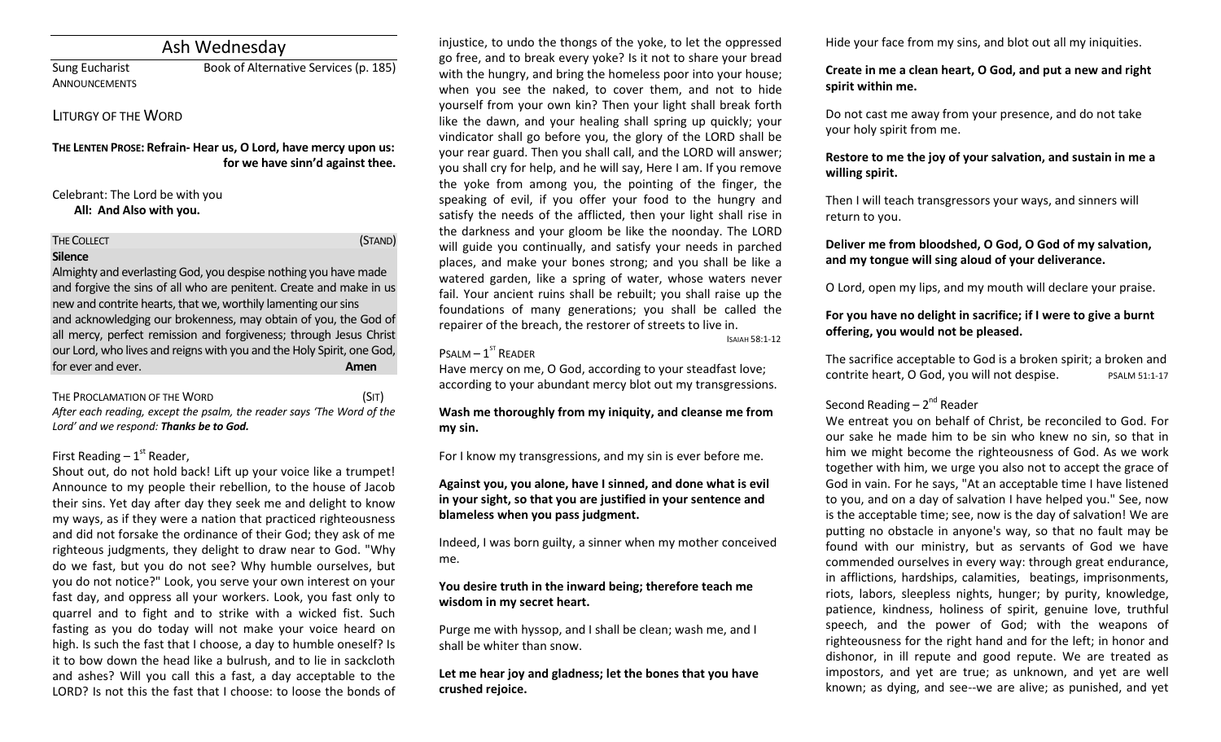# Ash Wednesday

Sung Eucharist — Book of Alternative Services (p. 185)

ANNOUNCEMENTS

## LITURGY OF THE WORD

**THE LENTEN PROSE: Refrain- Hear us, O Lord, have mercy upon us: for we have sinn'd against thee.**

Celebrant: The Lord be with you
**All: And Also with you.**

### THE COLLECT (STAND)

**Silence**

Almighty and everlasting God, you despise nothing you have made and forgive the sins of all who are penitent. Create and make in us new and contrite hearts, that we, worthily lamenting our sins and acknowledging our brokenness, may obtain of you, the God of all mercy, perfect remission and forgiveness; through Jesus Christ our Lord, who lives and reigns with you and the Holy Spirit, one God, for ever and ever. **Amen**

### THE PROCLAMATION OF THE WORD (SIT)

*After each reading, except the psalm, the reader says 'The Word of the Lord' and we respond: **Thanks be to God.***

First Reading – 1st Reader,

Shout out, do not hold back! Lift up your voice like a trumpet! Announce to my people their rebellion, to the house of Jacob their sins. Yet day after day they seek me and delight to know my ways, as if they were a nation that practiced righteousness and did not forsake the ordinance of their God; they ask of me righteous judgments, they delight to draw near to God. "Why do we fast, but you do not see? Why humble ourselves, but you do not notice?" Look, you serve your own interest on your fast day, and oppress all your workers. Look, you fast only to quarrel and to fight and to strike with a wicked fist. Such fasting as you do today will not make your voice heard on high. Is such the fast that I choose, a day to humble oneself? Is it to bow down the head like a bulrush, and to lie in sackcloth and ashes? Will you call this a fast, a day acceptable to the LORD? Is not this the fast that I choose: to loose the bonds of injustice, to undo the thongs of the yoke, to let the oppressed go free, and to break every yoke? Is it not to share your bread with the hungry, and bring the homeless poor into your house; when you see the naked, to cover them, and not to hide yourself from your own kin? Then your light shall break forth like the dawn, and your healing shall spring up quickly; your vindicator shall go before you, the glory of the LORD shall be your rear guard. Then you shall call, and the LORD will answer; you shall cry for help, and he will say, Here I am. If you remove the yoke from among you, the pointing of the finger, the speaking of evil, if you offer your food to the hungry and satisfy the needs of the afflicted, then your light shall rise in the darkness and your gloom be like the noonday. The LORD will guide you continually, and satisfy your needs in parched places, and make your bones strong; and you shall be like a watered garden, like a spring of water, whose waters never fail. Your ancient ruins shall be rebuilt; you shall raise up the foundations of many generations; you shall be called the repairer of the breach, the restorer of streets to live in.

ISAIAH 58:1-12

PSALM – 1ST READER

Have mercy on me, O God, according to your steadfast love; according to your abundant mercy blot out my transgressions.

**Wash me thoroughly from my iniquity, and cleanse me from my sin.**

For I know my transgressions, and my sin is ever before me.

**Against you, you alone, have I sinned, and done what is evil in your sight, so that you are justified in your sentence and blameless when you pass judgment.**

Indeed, I was born guilty, a sinner when my mother conceived me.

**You desire truth in the inward being; therefore teach me wisdom in my secret heart.**

Purge me with hyssop, and I shall be clean; wash me, and I shall be whiter than snow.

**Let me hear joy and gladness; let the bones that you have crushed rejoice.**

Hide your face from my sins, and blot out all my iniquities.

**Create in me a clean heart, O God, and put a new and right spirit within me.**

Do not cast me away from your presence, and do not take your holy spirit from me.

**Restore to me the joy of your salvation, and sustain in me a willing spirit.**

Then I will teach transgressors your ways, and sinners will return to you.

**Deliver me from bloodshed, O God, O God of my salvation, and my tongue will sing aloud of your deliverance.**

O Lord, open my lips, and my mouth will declare your praise.

**For you have no delight in sacrifice; if I were to give a burnt offering, you would not be pleased.**

The sacrifice acceptable to God is a broken spirit; a broken and contrite heart, O God, you will not despise.

PSALM 51:1-17

Second Reading – 2nd Reader

We entreat you on behalf of Christ, be reconciled to God. For our sake he made him to be sin who knew no sin, so that in him we might become the righteousness of God. As we work together with him, we urge you also not to accept the grace of God in vain. For he says, "At an acceptable time I have listened to you, and on a day of salvation I have helped you." See, now is the acceptable time; see, now is the day of salvation! We are putting no obstacle in anyone's way, so that no fault may be found with our ministry, but as servants of God we have commended ourselves in every way: through great endurance, in afflictions, hardships, calamities, beatings, imprisonments, riots, labors, sleepless nights, hunger; by purity, knowledge, patience, kindness, holiness of spirit, genuine love, truthful speech, and the power of God; with the weapons of righteousness for the right hand and for the left; in honor and dishonor, in ill repute and good repute. We are treated as impostors, and yet are true; as unknown, and yet are well known; as dying, and see--we are alive; as punished, and yet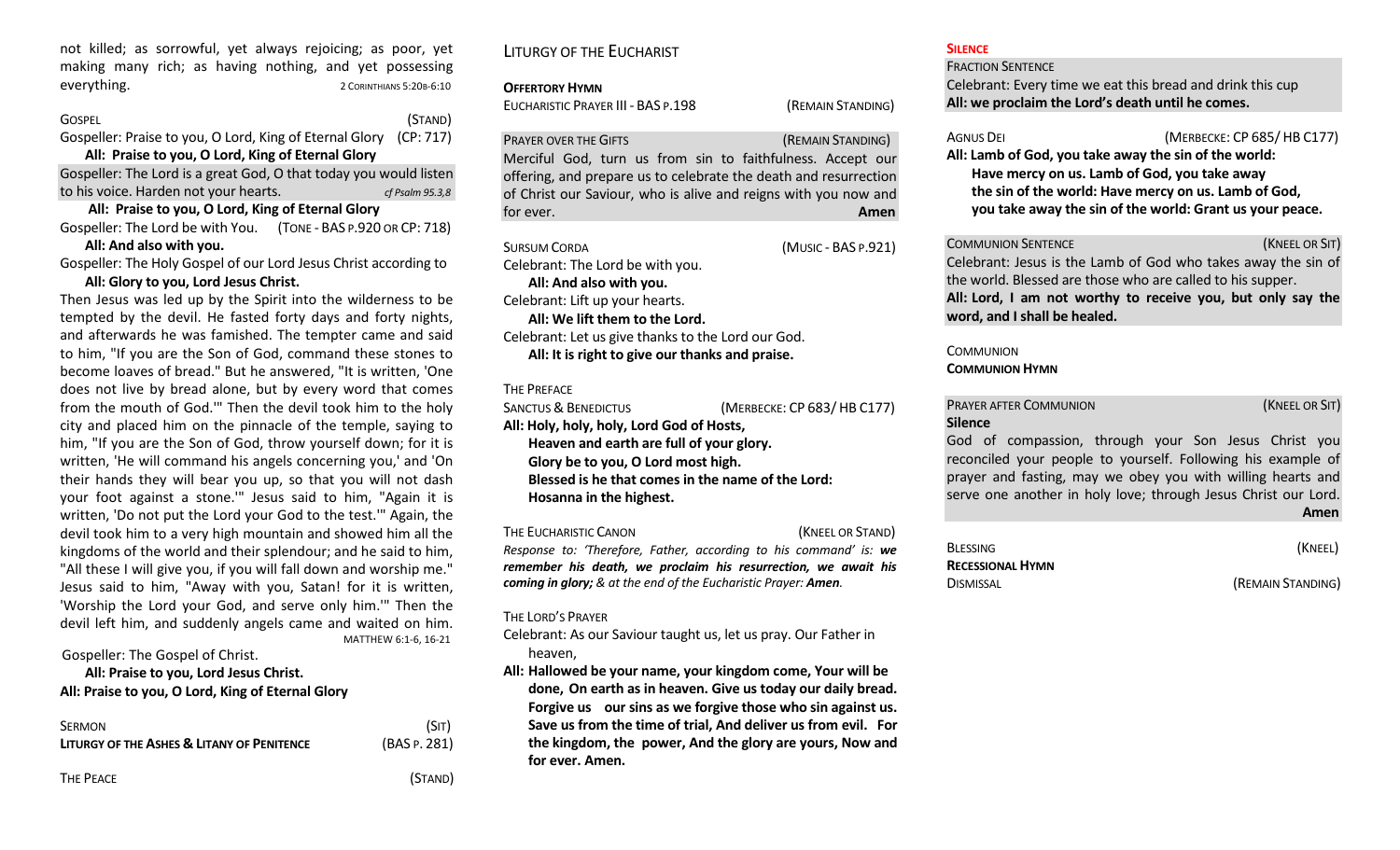not killed; as sorrowful, yet always rejoicing; as poor, yet making many rich; as having nothing, and yet possessing everything. 2 CORINTHIANS 5:20B-6:10

GOSPEL (STAND)

Gospeller: Praise to you, O Lord, King of Eternal Glory (CP: 717)

**All: Praise to you, O Lord, King of Eternal Glory**

Gospeller: The Lord is a great God, O that today you would listen to his voice. Harden not your hearts. *cf Psalm 95.3,8*

**All: Praise to you, O Lord, King of Eternal Glory**

Gospeller: The Lord be with You. (TONE - BAS P.920 OR CP: 718)

**All: And also with you.**

Gospeller: The Holy Gospel of our Lord Jesus Christ according to

**All: Glory to you, Lord Jesus Christ.**

Then Jesus was led up by the Spirit into the wilderness to be tempted by the devil. He fasted forty days and forty nights, and afterwards he was famished. The tempter came and said to him, "If you are the Son of God, command these stones to become loaves of bread." But he answered, "It is written, 'One does not live by bread alone, but by every word that comes from the mouth of God.'" Then the devil took him to the holy city and placed him on the pinnacle of the temple, saying to him, "If you are the Son of God, throw yourself down; for it is written, 'He will command his angels concerning you,' and 'On their hands they will bear you up, so that you will not dash your foot against a stone.'" Jesus said to him, "Again it is written, 'Do not put the Lord your God to the test.'" Again, the devil took him to a very high mountain and showed him all the kingdoms of the world and their splendour; and he said to him, "All these I will give you, if you will fall down and worship me." Jesus said to him, "Away with you, Satan! for it is written, 'Worship the Lord your God, and serve only him.'" Then the devil left him, and suddenly angels came and waited on him. MATTHEW 6:1-6, 16-21

Gospeller: The Gospel of Christ.

**All: Praise to you, Lord Jesus Christ.**

**All: Praise to you, O Lord, King of Eternal Glory**

SERMON (SIT)

**LITURGY OF THE ASHES & LITANY OF PENITENCE** (BAS P. 281)

THE PEACE (STAND)

## LITURGY OF THE EUCHARIST

**OFFERTORY HYMN**

EUCHARISTIC PRAYER III - BAS P.198 (REMAIN STANDING)

PRAYER OVER THE GIFTS (REMAIN STANDING)

Merciful God, turn us from sin to faithfulness. Accept our offering, and prepare us to celebrate the death and resurrection of Christ our Saviour, who is alive and reigns with you now and for ever. **Amen**

SURSUM CORDA (MUSIC - BAS P.921)

Celebrant: The Lord be with you.

**All: And also with you.**

Celebrant: Lift up your hearts.

**All: We lift them to the Lord.**

Celebrant: Let us give thanks to the Lord our God.

**All: It is right to give our thanks and praise.**

THE PREFACE

SANCTUS & BENEDICTUS (MERBECKE: CP 683/ HB C177)

**All: Holy, holy, holy, Lord God of Hosts,**
**Heaven and earth are full of your glory.**
**Glory be to you, O Lord most high.**
**Blessed is he that comes in the name of the Lord:**
**Hosanna in the highest.**

THE EUCHARISTIC CANON (KNEEL OR STAND)

*Response to: 'Therefore, Father, according to his command' is:* ***we remember his death, we proclaim his resurrection, we await his coming in glory;*** *& at the end of the Eucharistic Prayer:* ***Amen****.*

THE LORD'S PRAYER

Celebrant: As our Saviour taught us, let us pray. Our Father in heaven,

**All: Hallowed be your name, your kingdom come, Your will be done, On earth as in heaven. Give us today our daily bread. Forgive us our sins as we forgive those who sin against us. Save us from the time of trial, And deliver us from evil. For the kingdom, the power, And the glory are yours, Now and for ever. Amen.**

**SILENCE**

FRACTION SENTENCE

Celebrant: Every time we eat this bread and drink this cup

**All: we proclaim the Lord's death until he comes.**

AGNUS DEI (MERBECKE: CP 685/ HB C177)

**All: Lamb of God, you take away the sin of the world:**
**Have mercy on us. Lamb of God, you take away**
**the sin of the world: Have mercy on us. Lamb of God,**
**you take away the sin of the world: Grant us your peace.**

COMMUNION SENTENCE (KNEEL OR SIT)

Celebrant: Jesus is the Lamb of God who takes away the sin of the world. Blessed are those who are called to his supper.

**All: Lord, I am not worthy to receive you, but only say the word, and I shall be healed.**

COMMUNION

**COMMUNION HYMN**

PRAYER AFTER COMMUNION (KNEEL OR SIT)

**Silence**

God of compassion, through your Son Jesus Christ you reconciled your people to yourself. Following his example of prayer and fasting, may we obey you with willing hearts and serve one another in holy love; through Jesus Christ our Lord. **Amen**

BLESSING (KNEEL)

**RECESSIONAL HYMN**

DISMISSAL (REMAIN STANDING)